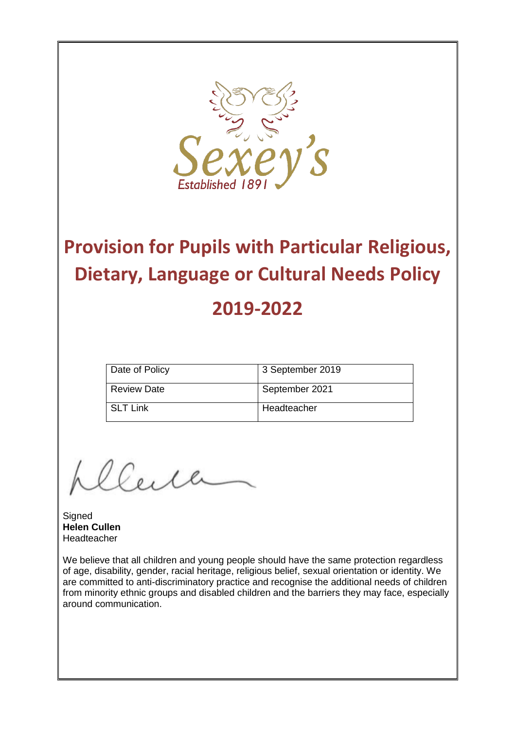Sexey's
Established 1891

# Provision for Pupils with Particular Religious, Dietary, Language or Cultural Needs Policy

# 2019-2022

| Date of Policy | 3 September 2019 |
|---|---|
| Review Date | September 2021 |
| SLT Link | Headteacher |

Signed
**Helen Cullen**
Headteacher

We believe that all children and young people should have the same protection regardless of age, disability, gender, racial heritage, religious belief, sexual orientation or identity. We are committed to anti-discriminatory practice and recognise the additional needs of children from minority ethnic groups and disabled children and the barriers they may face, especially around communication.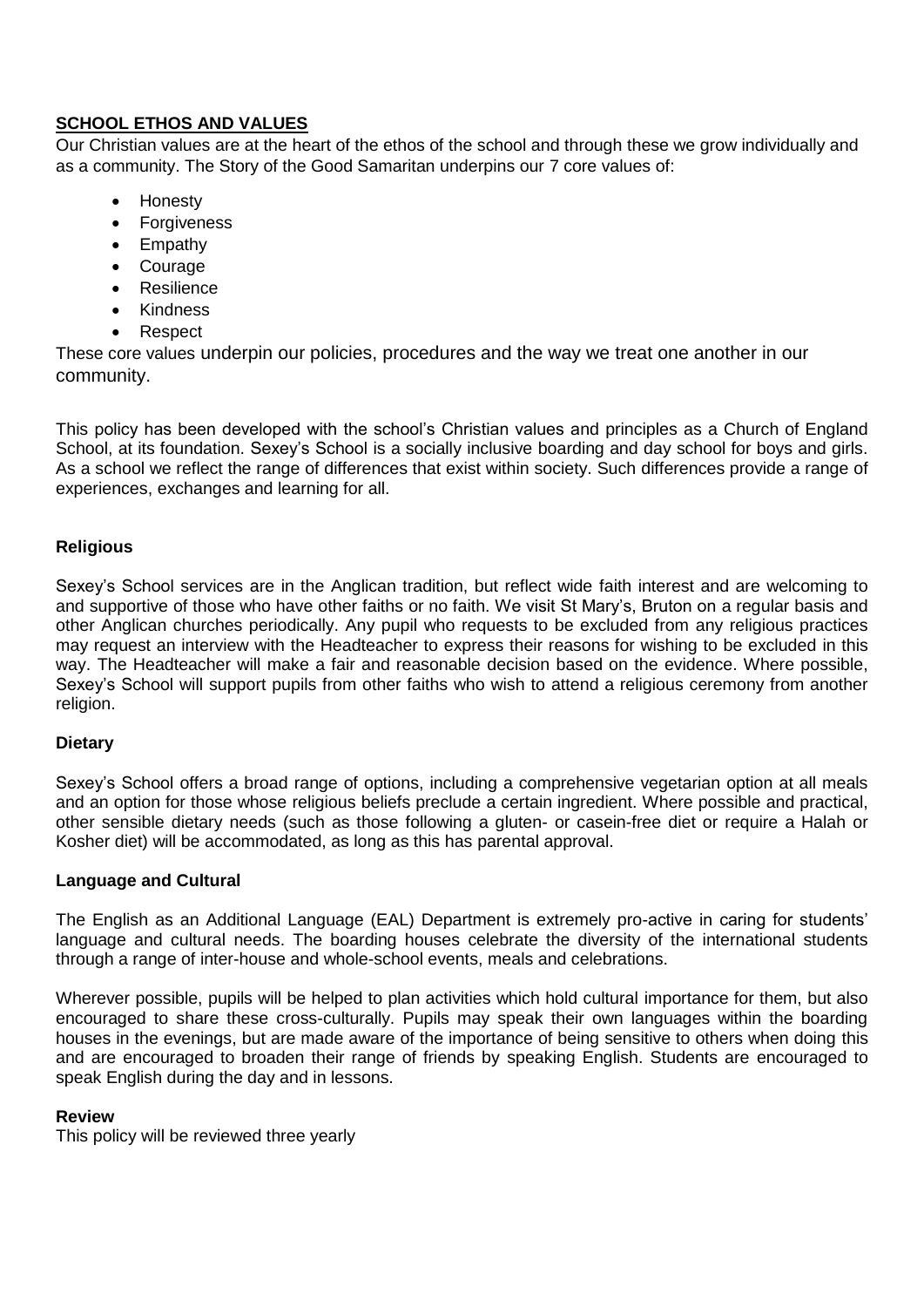## SCHOOL ETHOS AND VALUES

Our Christian values are at the heart of the ethos of the school and through these we grow individually and as a community. The Story of the Good Samaritan underpins our 7 core values of:

- Honesty
- Forgiveness
- Empathy
- Courage
- Resilience
- Kindness
- Respect

These core values underpin our policies, procedures and the way we treat one another in our community.

This policy has been developed with the school's Christian values and principles as a Church of England School, at its foundation. Sexey's School is a socially inclusive boarding and day school for boys and girls. As a school we reflect the range of differences that exist within society. Such differences provide a range of experiences, exchanges and learning for all.

### Religious

Sexey's School services are in the Anglican tradition, but reflect wide faith interest and are welcoming to and supportive of those who have other faiths or no faith. We visit St Mary's, Bruton on a regular basis and other Anglican churches periodically. Any pupil who requests to be excluded from any religious practices may request an interview with the Headteacher to express their reasons for wishing to be excluded in this way. The Headteacher will make a fair and reasonable decision based on the evidence. Where possible, Sexey's School will support pupils from other faiths who wish to attend a religious ceremony from another religion.

### Dietary

Sexey's School offers a broad range of options, including a comprehensive vegetarian option at all meals and an option for those whose religious beliefs preclude a certain ingredient. Where possible and practical, other sensible dietary needs (such as those following a gluten- or casein-free diet or require a Halah or Kosher diet) will be accommodated, as long as this has parental approval.

### Language and Cultural

The English as an Additional Language (EAL) Department is extremely pro-active in caring for students' language and cultural needs. The boarding houses celebrate the diversity of the international students through a range of inter-house and whole-school events, meals and celebrations.

Wherever possible, pupils will be helped to plan activities which hold cultural importance for them, but also encouraged to share these cross-culturally. Pupils may speak their own languages within the boarding houses in the evenings, but are made aware of the importance of being sensitive to others when doing this and are encouraged to broaden their range of friends by speaking English. Students are encouraged to speak English during the day and in lessons.

### Review

This policy will be reviewed three yearly